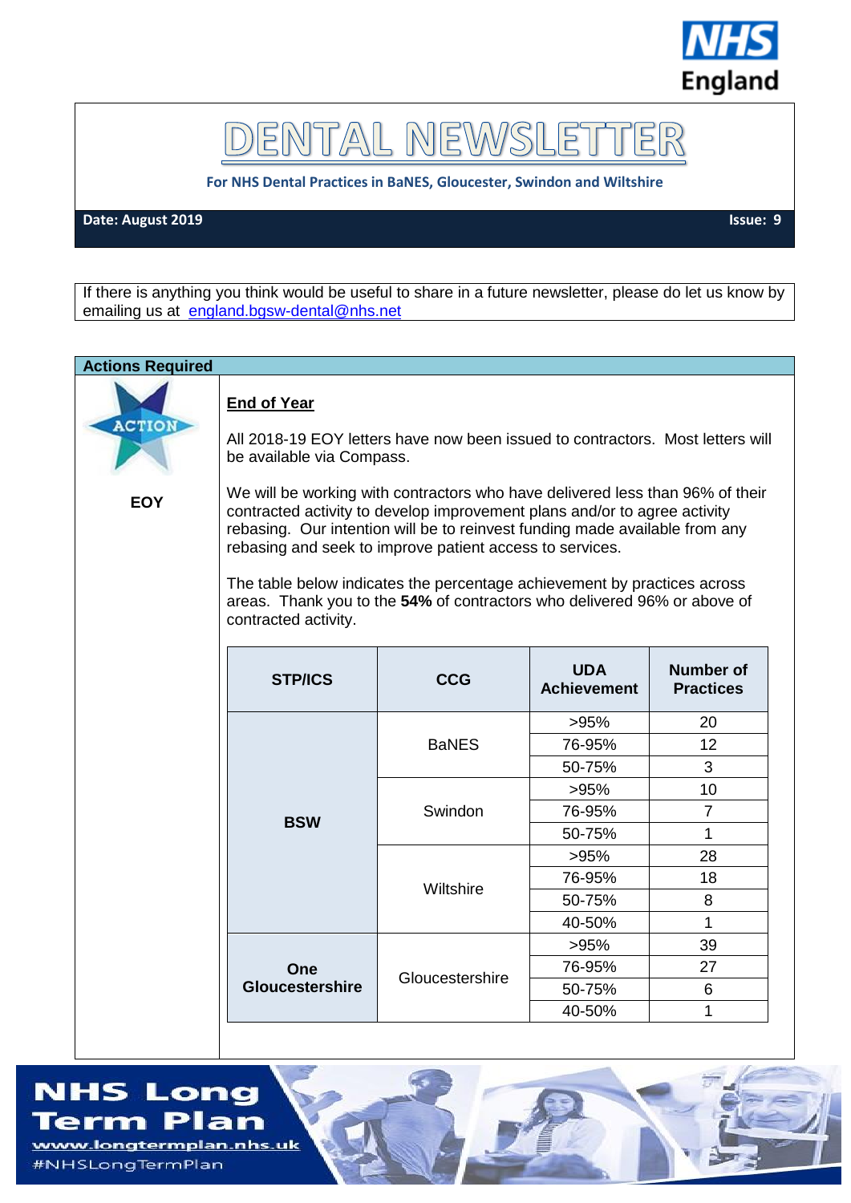# DENTAL NEWSLETTER

**For NHS Dental Practices in BaNES, Gloucester, Swindon and Wiltshire**

**Date: August 2019** **Issue: 9**

If there is anything you think would be useful to share in a future newsletter, please do let us know by emailing us at england.bgsw-dental@nhs.net

## Actions Required

**EOY**

### End of Year

All 2018-19 EOY letters have now been issued to contractors. Most letters will be available via Compass.

We will be working with contractors who have delivered less than 96% of their contracted activity to develop improvement plans and/or to agree activity rebasing. Our intention will be to reinvest funding made available from any rebasing and seek to improve patient access to services.

The table below indicates the percentage achievement by practices across areas. Thank you to the **54%** of contractors who delivered 96% or above of contracted activity.

| STP/ICS | CCG | UDA Achievement | Number of Practices |
|---|---|---|---|
| BSW | BaNES | >95% | 20 |
| | | 76-95% | 12 |
| | | 50-75% | 3 |
| | Swindon | >95% | 10 |
| | | 76-95% | 7 |
| | | 50-75% | 1 |
| | Wiltshire | >95% | 28 |
| | | 76-95% | 18 |
| | | 50-75% | 8 |
| | | 40-50% | 1 |
| One Gloucestershire | Gloucestershire | >95% | 39 |
| | | 76-95% | 27 |
| | | 50-75% | 6 |
| | | 40-50% | 1 |

NHS Long Term Plan
www.longtermplan.nhs.uk
#NHSLongTermPlan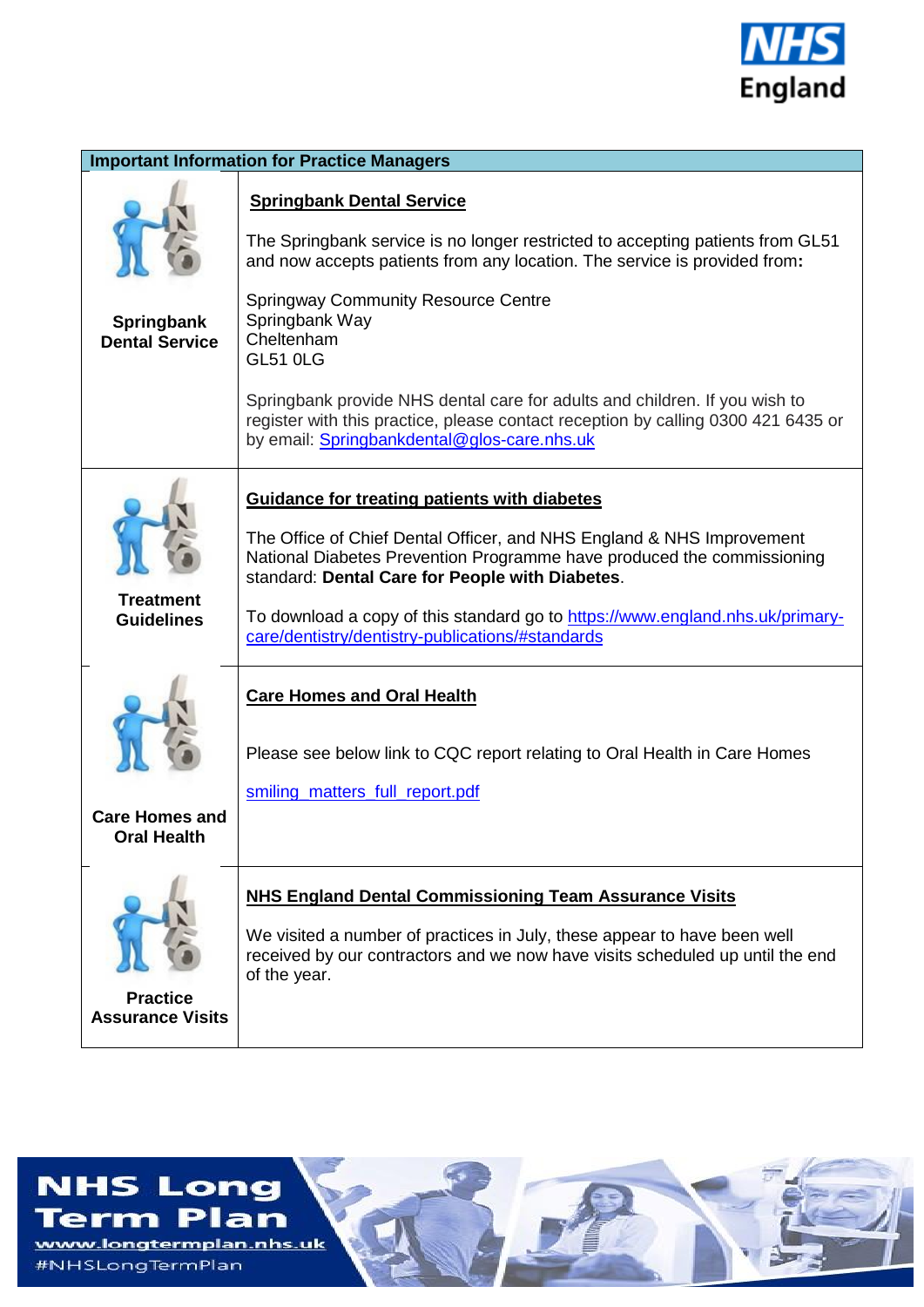| Important Information for Practice Managers | |
|---|---|
| **Springbank Dental Service** | **Springbank Dental Service**<br><br>The Springbank service is no longer restricted to accepting patients from GL51 and now accepts patients from any location. The service is provided from**:**<br><br>Springway Community Resource Centre<br>Springbank Way<br>Cheltenham<br>GL51 0LG<br><br>Springbank provide NHS dental care for adults and children. If you wish to register with this practice, please contact reception by calling 0300 421 6435 or by email: Springbankdental@glos-care.nhs.uk |
| **Treatment Guidelines** | **Guidance for treating patients with diabetes**<br><br>The Office of Chief Dental Officer, and NHS England & NHS Improvement National Diabetes Prevention Programme have produced the commissioning standard: **Dental Care for People with Diabetes**.<br><br>To download a copy of this standard go to https://www.england.nhs.uk/primary-care/dentistry/dentistry-publications/#standards |
| **Care Homes and Oral Health** | **Care Homes and Oral Health**<br><br>Please see below link to CQC report relating to Oral Health in Care Homes<br><br>smiling_matters_full_report.pdf |
| **Practice Assurance Visits** | **NHS England Dental Commissioning Team Assurance Visits**<br><br>We visited a number of practices in July, these appear to have been well received by our contractors and we now have visits scheduled up until the end of the year. |

**NHS Long Term Plan**
www.longtermplan.nhs.uk
#NHSLongTermPlan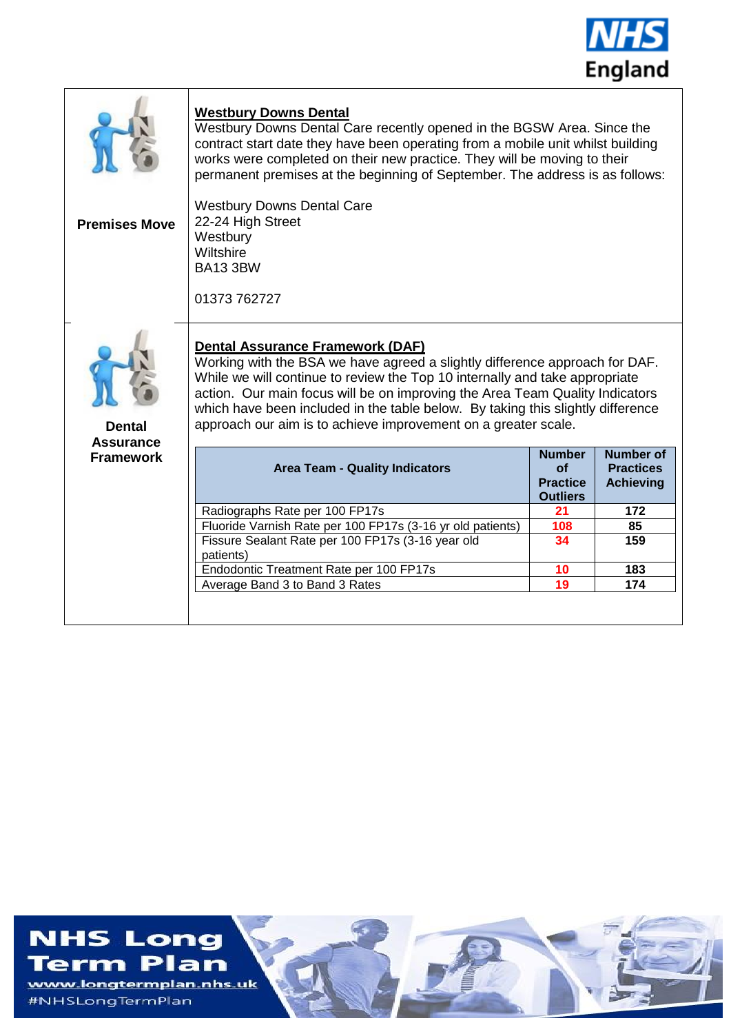**Premises Move**

## Westbury Downs Dental

Westbury Downs Dental Care recently opened in the BGSW Area. Since the contract start date they have been operating from a mobile unit whilst building works were completed on their new practice. They will be moving to their permanent premises at the beginning of September. The address is as follows:

Westbury Downs Dental Care
22-24 High Street
Westbury
Wiltshire
BA13 3BW

01373 762727

**Dental Assurance Framework**

## Dental Assurance Framework (DAF)

Working with the BSA we have agreed a slightly difference approach for DAF. While we will continue to review the Top 10 internally and take appropriate action. Our main focus will be on improving the Area Team Quality Indicators which have been included in the table below. By taking this slightly difference approach our aim is to achieve improvement on a greater scale.

| Area Team - Quality Indicators | Number of Practice Outliers | Number of Practices Achieving |
|---|---|---|
| Radiographs Rate per 100 FP17s | 21 | 172 |
| Fluoride Varnish Rate per 100 FP17s (3-16 yr old patients) | 108 | 85 |
| Fissure Sealant Rate per 100 FP17s (3-16 year old patients) | 34 | 159 |
| Endodontic Treatment Rate per 100 FP17s | 10 | 183 |
| Average Band 3 to Band 3 Rates | 19 | 174 |

NHS Long Term Plan
www.longtermplan.nhs.uk
#NHSLongTermPlan